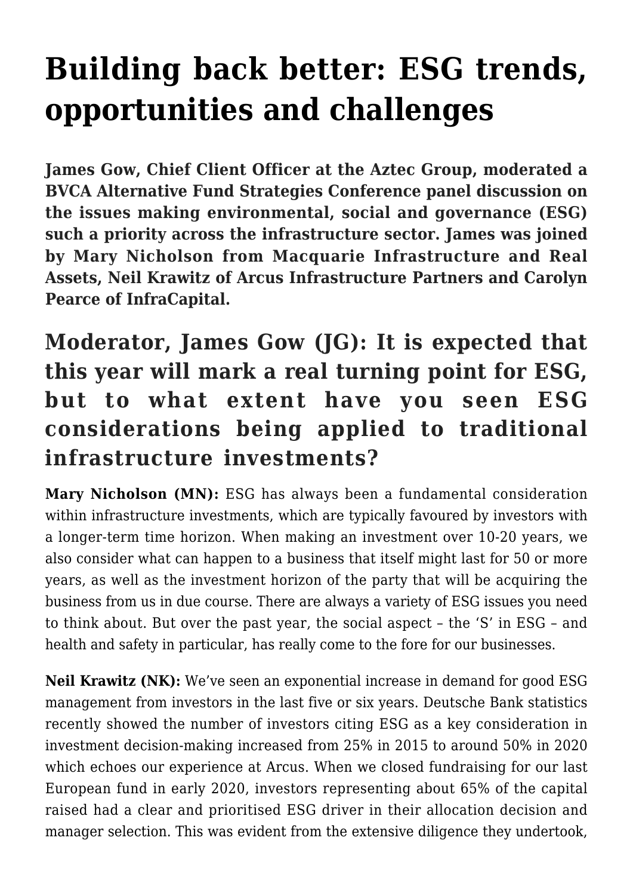# Building back better: ESG trends, opportunities and challenges

**James Gow, Chief Client Officer at the Aztec Group, moderated a BVCA Alternative Fund Strategies Conference panel discussion on the issues making environmental, social and governance (ESG) such a priority across the infrastructure sector. James was joined by Mary Nicholson from Macquarie Infrastructure and Real Assets, Neil Krawitz of Arcus Infrastructure Partners and Carolyn Pearce of InfraCapital.**

## Moderator, James Gow (JG): It is expected that this year will mark a real turning point for ESG, but to what extent have you seen ESG considerations being applied to traditional infrastructure investments?

**Mary Nicholson (MN):** ESG has always been a fundamental consideration within infrastructure investments, which are typically favoured by investors with a longer-term time horizon. When making an investment over 10-20 years, we also consider what can happen to a business that itself might last for 50 or more years, as well as the investment horizon of the party that will be acquiring the business from us in due course. There are always a variety of ESG issues you need to think about. But over the past year, the social aspect – the 'S' in ESG – and health and safety in particular, has really come to the fore for our businesses.

**Neil Krawitz (NK):** We've seen an exponential increase in demand for good ESG management from investors in the last five or six years. Deutsche Bank statistics recently showed the number of investors citing ESG as a key consideration in investment decision-making increased from 25% in 2015 to around 50% in 2020 which echoes our experience at Arcus. When we closed fundraising for our last European fund in early 2020, investors representing about 65% of the capital raised had a clear and prioritised ESG driver in their allocation decision and manager selection. This was evident from the extensive diligence they undertook,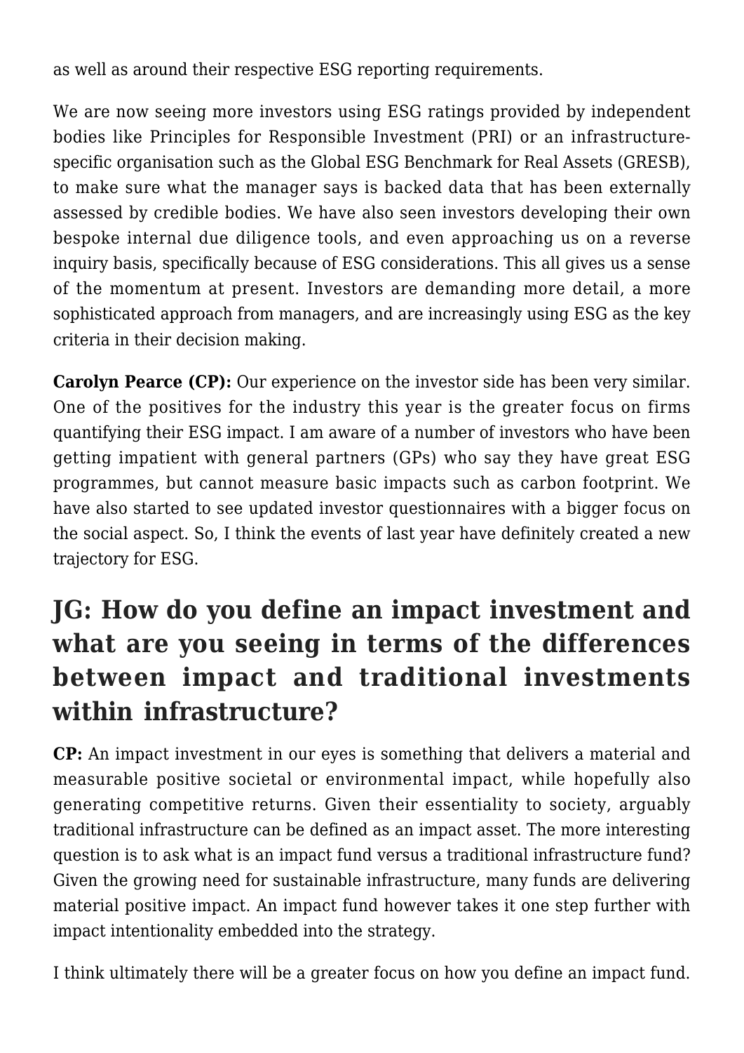as well as around their respective ESG reporting requirements.

We are now seeing more investors using ESG ratings provided by independent bodies like Principles for Responsible Investment (PRI) or an infrastructure-specific organisation such as the Global ESG Benchmark for Real Assets (GRESB), to make sure what the manager says is backed data that has been externally assessed by credible bodies. We have also seen investors developing their own bespoke internal due diligence tools, and even approaching us on a reverse inquiry basis, specifically because of ESG considerations. This all gives us a sense of the momentum at present. Investors are demanding more detail, a more sophisticated approach from managers, and are increasingly using ESG as the key criteria in their decision making.

**Carolyn Pearce (CP):** Our experience on the investor side has been very similar. One of the positives for the industry this year is the greater focus on firms quantifying their ESG impact. I am aware of a number of investors who have been getting impatient with general partners (GPs) who say they have great ESG programmes, but cannot measure basic impacts such as carbon footprint. We have also started to see updated investor questionnaires with a bigger focus on the social aspect. So, I think the events of last year have definitely created a new trajectory for ESG.

## JG: How do you define an impact investment and what are you seeing in terms of the differences between impact and traditional investments within infrastructure?

**CP:** An impact investment in our eyes is something that delivers a material and measurable positive societal or environmental impact, while hopefully also generating competitive returns. Given their essentiality to society, arguably traditional infrastructure can be defined as an impact asset. The more interesting question is to ask what is an impact fund versus a traditional infrastructure fund? Given the growing need for sustainable infrastructure, many funds are delivering material positive impact. An impact fund however takes it one step further with impact intentionality embedded into the strategy.

I think ultimately there will be a greater focus on how you define an impact fund.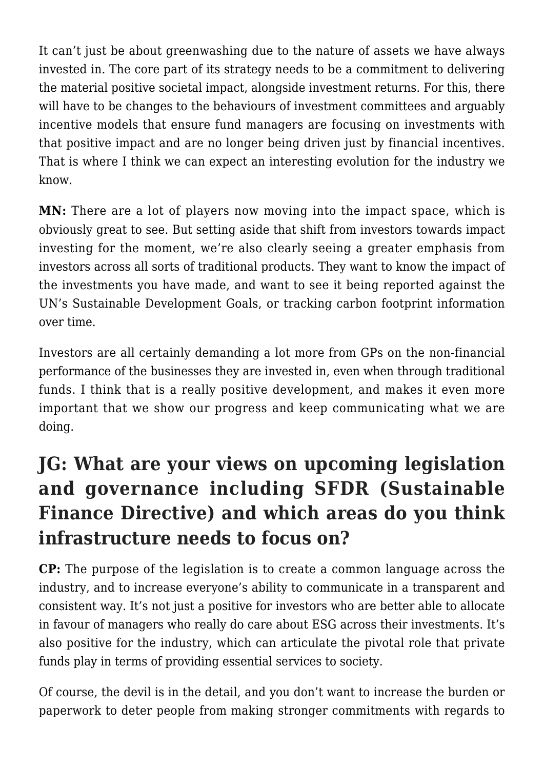It can't just be about greenwashing due to the nature of assets we have always invested in. The core part of its strategy needs to be a commitment to delivering the material positive societal impact, alongside investment returns. For this, there will have to be changes to the behaviours of investment committees and arguably incentive models that ensure fund managers are focusing on investments with that positive impact and are no longer being driven just by financial incentives. That is where I think we can expect an interesting evolution for the industry we know.

**MN:** There are a lot of players now moving into the impact space, which is obviously great to see. But setting aside that shift from investors towards impact investing for the moment, we're also clearly seeing a greater emphasis from investors across all sorts of traditional products. They want to know the impact of the investments you have made, and want to see it being reported against the UN's Sustainable Development Goals, or tracking carbon footprint information over time.

Investors are all certainly demanding a lot more from GPs on the non-financial performance of the businesses they are invested in, even when through traditional funds. I think that is a really positive development, and makes it even more important that we show our progress and keep communicating what we are doing.

## JG: What are your views on upcoming legislation and governance including SFDR (Sustainable Finance Directive) and which areas do you think infrastructure needs to focus on?

**CP:** The purpose of the legislation is to create a common language across the industry, and to increase everyone's ability to communicate in a transparent and consistent way. It's not just a positive for investors who are better able to allocate in favour of managers who really do care about ESG across their investments. It's also positive for the industry, which can articulate the pivotal role that private funds play in terms of providing essential services to society.

Of course, the devil is in the detail, and you don't want to increase the burden or paperwork to deter people from making stronger commitments with regards to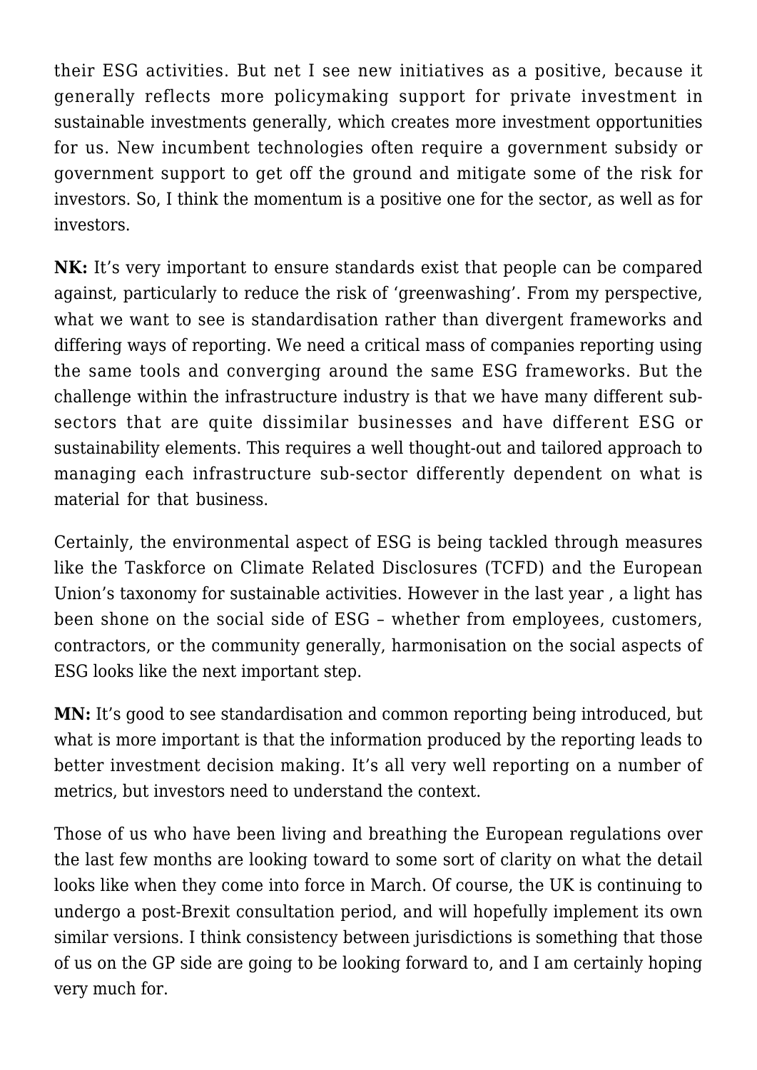their ESG activities. But net I see new initiatives as a positive, because it generally reflects more policymaking support for private investment in sustainable investments generally, which creates more investment opportunities for us. New incumbent technologies often require a government subsidy or government support to get off the ground and mitigate some of the risk for investors. So, I think the momentum is a positive one for the sector, as well as for investors.

**NK:** It's very important to ensure standards exist that people can be compared against, particularly to reduce the risk of 'greenwashing'. From my perspective, what we want to see is standardisation rather than divergent frameworks and differing ways of reporting. We need a critical mass of companies reporting using the same tools and converging around the same ESG frameworks. But the challenge within the infrastructure industry is that we have many different sub-sectors that are quite dissimilar businesses and have different ESG or sustainability elements. This requires a well thought-out and tailored approach to managing each infrastructure sub-sector differently dependent on what is material for that business.

Certainly, the environmental aspect of ESG is being tackled through measures like the Taskforce on Climate Related Disclosures (TCFD) and the European Union's taxonomy for sustainable activities. However in the last year , a light has been shone on the social side of ESG – whether from employees, customers, contractors, or the community generally, harmonisation on the social aspects of ESG looks like the next important step.

**MN:** It's good to see standardisation and common reporting being introduced, but what is more important is that the information produced by the reporting leads to better investment decision making. It's all very well reporting on a number of metrics, but investors need to understand the context.

Those of us who have been living and breathing the European regulations over the last few months are looking toward to some sort of clarity on what the detail looks like when they come into force in March. Of course, the UK is continuing to undergo a post-Brexit consultation period, and will hopefully implement its own similar versions. I think consistency between jurisdictions is something that those of us on the GP side are going to be looking forward to, and I am certainly hoping very much for.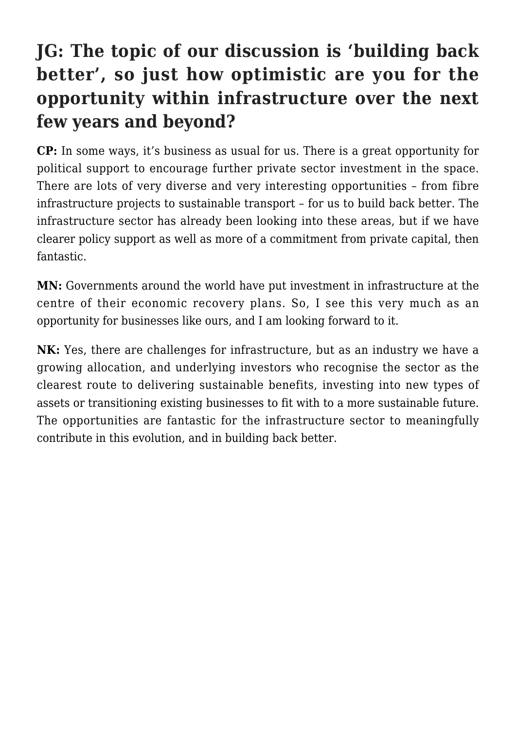## JG: The topic of our discussion is 'building back better', so just how optimistic are you for the opportunity within infrastructure over the next few years and beyond?

**CP:** In some ways, it's business as usual for us. There is a great opportunity for political support to encourage further private sector investment in the space. There are lots of very diverse and very interesting opportunities – from fibre infrastructure projects to sustainable transport – for us to build back better. The infrastructure sector has already been looking into these areas, but if we have clearer policy support as well as more of a commitment from private capital, then fantastic.

**MN:** Governments around the world have put investment in infrastructure at the centre of their economic recovery plans. So, I see this very much as an opportunity for businesses like ours, and I am looking forward to it.

**NK:** Yes, there are challenges for infrastructure, but as an industry we have a growing allocation, and underlying investors who recognise the sector as the clearest route to delivering sustainable benefits, investing into new types of assets or transitioning existing businesses to fit with to a more sustainable future. The opportunities are fantastic for the infrastructure sector to meaningfully contribute in this evolution, and in building back better.